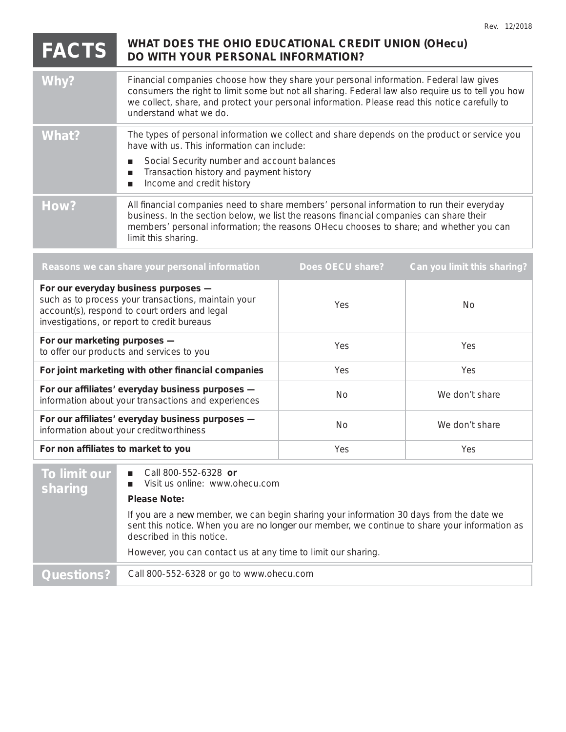Rev. 12/2018

# FACTS — WHAT DOES THE OHIO EDUCATIONAL CREDIT UNION (OHecu) DO WITH YOUR PERSONAL INFORMATION?

| | |
|---|---|
| **Why?** | Financial companies choose how they share your personal information. Federal law gives consumers the right to limit some but not all sharing. Federal law also require us to tell you how we collect, share, and protect your personal information. Please read this notice carefully to understand what we do. |
| **What?** | The types of personal information we collect and share depends on the product or service you have with us. This information can include:<br>■ Social Security number and account balances<br>■ Transaction history and payment history<br>■ Income and credit history |
| **How?** | All financial companies need to share members' personal information to run their everyday business. In the section below, we list the reasons financial companies can share their members' personal information; the reasons OHecu chooses to share; and whether you can limit this sharing. |

| Reasons we can share your personal information | Does OECU share? | Can you limit this sharing? |
|---|---|---|
| **For our everyday business purposes —** such as to process your transactions, maintain your account(s), respond to court orders and legal investigations, or report to credit bureaus | Yes | No |
| **For our marketing purposes —** to offer our products and services to you | Yes | Yes |
| **For joint marketing with other financial companies** | Yes | Yes |
| **For our affiliates' everyday business purposes —** information about your transactions and experiences | No | We don't share |
| **For our affiliates' everyday business purposes —** information about your creditworthiness | No | We don't share |
| **For non affiliates to market to you** | Yes | Yes |

| | |
|---|---|
| **To limit our sharing** | ■ Call 800-552-6328 **or**<br>■ Visit us online: www.ohecu.com<br>**Please Note:**<br>If you are a new member, we can begin sharing your information 30 days from the date we sent this notice. When you are no longer our member, we continue to share your information as described in this notice.<br>However, you can contact us at any time to limit our sharing. |
| **Questions?** | Call 800-552-6328 or go to www.ohecu.com |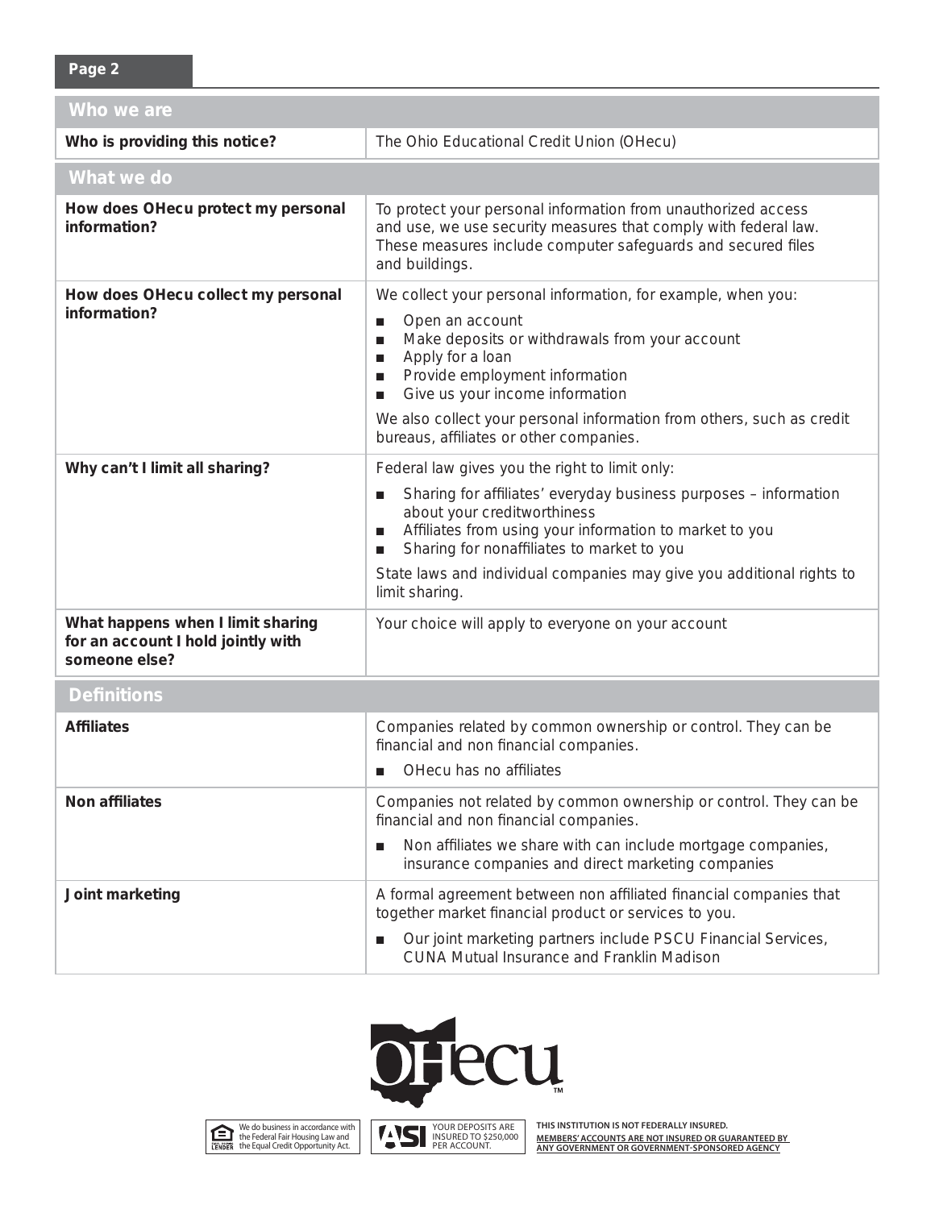| Who we are | |
| --- | --- |
| **Who is providing this notice?** | The Ohio Educational Credit Union (OHecu) |

| What we do | |
| --- | --- |
| **How does OHecu protect my personal information?** | To protect your personal information from unauthorized access and use, we use security measures that comply with federal law. These measures include computer safeguards and secured files and buildings. |
| **How does OHecu collect my personal information?** | We collect your personal information, for example, when you:<br>■ Open an account<br>■ Make deposits or withdrawals from your account<br>■ Apply for a loan<br>■ Provide employment information<br>■ Give us your income information<br>We also collect your personal information from others, such as credit bureaus, affiliates or other companies. |
| **Why can't I limit all sharing?** | Federal law gives you the right to limit only:<br>■ Sharing for affiliates' everyday business purposes – information about your creditworthiness<br>■ Affiliates from using your information to market to you<br>■ Sharing for nonaffiliates to market to you<br>State laws and individual companies may give you additional rights to limit sharing. |
| **What happens when I limit sharing for an account I hold jointly with someone else?** | Your choice will apply to everyone on your account |

| Definitions | |
| --- | --- |
| **Affiliates** | Companies related by common ownership or control. They can be financial and non financial companies.<br>■ OHecu has no affiliates |
| **Non affiliates** | Companies not related by common ownership or control. They can be financial and non financial companies.<br>■ Non affiliates we share with can include mortgage companies, insurance companies and direct marketing companies |
| **Joint marketing** | A formal agreement between non affiliated financial companies that together market financial product or services to you.<br>■ Our joint marketing partners include PSCU Financial Services, CUNA Mutual Insurance and Franklin Madison |

OHecu™

We do business in accordance with the Federal Fair Housing Law and the Equal Credit Opportunity Act.

YOUR DEPOSITS ARE INSURED TO $250,000 PER ACCOUNT.

**THIS INSTITUTION IS NOT FEDERALLY INSURED.**
**MEMBERS' ACCOUNTS ARE NOT INSURED OR GUARANTEED BY ANY GOVERNMENT OR GOVERNMENT-SPONSORED AGENCY**